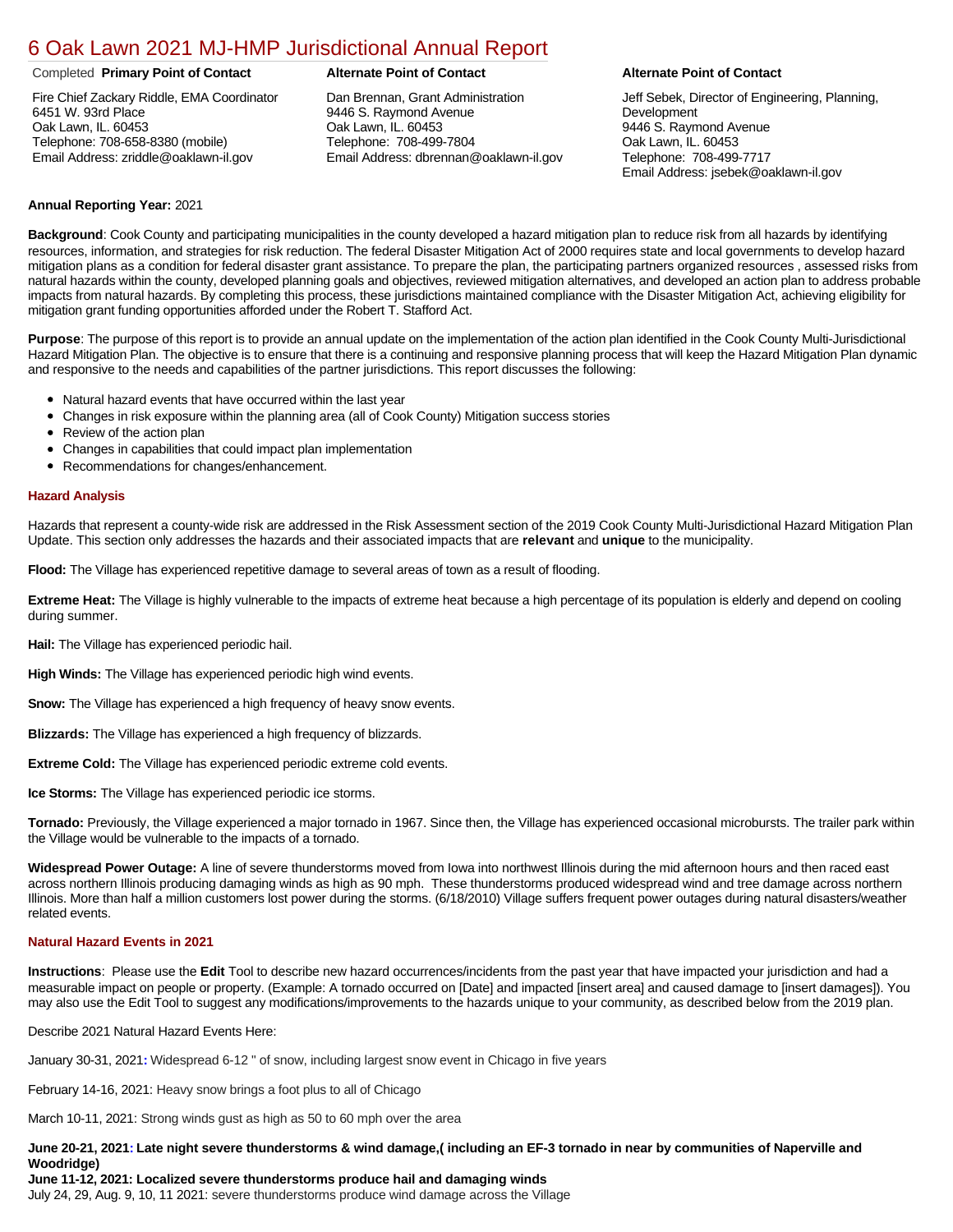# 6 Oak Lawn 2021 MJ-HMP Jurisdictional Annual Report

Completed **Primary Point of Contact**

Fire Chief Zackary Riddle, EMA Coordinator
6451 W. 93rd Place
Oak Lawn, IL. 60453
Telephone: 708-658-8380 (mobile)
Email Address: zriddle@oaklawn-il.gov

**Alternate Point of Contact**

Dan Brennan, Grant Administration
9446 S. Raymond Avenue
Oak Lawn, IL. 60453
Telephone: 708-499-7804
Email Address: dbrennan@oaklawn-il.gov

**Alternate Point of Contact**

Jeff Sebek, Director of Engineering, Planning, Development
9446 S. Raymond Avenue
Oak Lawn, IL. 60453
Telephone: 708-499-7717
Email Address: jsebek@oaklawn-il.gov

**Annual Reporting Year:** 2021

**Background**: Cook County and participating municipalities in the county developed a hazard mitigation plan to reduce risk from all hazards by identifying resources, information, and strategies for risk reduction. The federal Disaster Mitigation Act of 2000 requires state and local governments to develop hazard mitigation plans as a condition for federal disaster grant assistance. To prepare the plan, the participating partners organized resources , assessed risks from natural hazards within the county, developed planning goals and objectives, reviewed mitigation alternatives, and developed an action plan to address probable impacts from natural hazards. By completing this process, these jurisdictions maintained compliance with the Disaster Mitigation Act, achieving eligibility for mitigation grant funding opportunities afforded under the Robert T. Stafford Act.

**Purpose**: The purpose of this report is to provide an annual update on the implementation of the action plan identified in the Cook County Multi-Jurisdictional Hazard Mitigation Plan. The objective is to ensure that there is a continuing and responsive planning process that will keep the Hazard Mitigation Plan dynamic and responsive to the needs and capabilities of the partner jurisdictions. This report discusses the following:

- Natural hazard events that have occurred within the last year
- Changes in risk exposure within the planning area (all of Cook County) Mitigation success stories
- Review of the action plan
- Changes in capabilities that could impact plan implementation
- Recommendations for changes/enhancement.

## Hazard Analysis

Hazards that represent a county-wide risk are addressed in the Risk Assessment section of the 2019 Cook County Multi-Jurisdictional Hazard Mitigation Plan Update. This section only addresses the hazards and their associated impacts that are **relevant** and **unique** to the municipality.

**Flood:** The Village has experienced repetitive damage to several areas of town as a result of flooding.

**Extreme Heat:** The Village is highly vulnerable to the impacts of extreme heat because a high percentage of its population is elderly and depend on cooling during summer.

**Hail:** The Village has experienced periodic hail.

**High Winds:** The Village has experienced periodic high wind events.

**Snow:** The Village has experienced a high frequency of heavy snow events.

**Blizzards:** The Village has experienced a high frequency of blizzards.

**Extreme Cold:** The Village has experienced periodic extreme cold events.

**Ice Storms:** The Village has experienced periodic ice storms.

**Tornado:** Previously, the Village experienced a major tornado in 1967. Since then, the Village has experienced occasional microbursts. The trailer park within the Village would be vulnerable to the impacts of a tornado.

**Widespread Power Outage:** A line of severe thunderstorms moved from Iowa into northwest Illinois during the mid afternoon hours and then raced east across northern Illinois producing damaging winds as high as 90 mph. These thunderstorms produced widespread wind and tree damage across northern Illinois. More than half a million customers lost power during the storms. (6/18/2010) Village suffers frequent power outages during natural disasters/weather related events.

## Natural Hazard Events in 2021

**Instructions**: Please use the **Edit** Tool to describe new hazard occurrences/incidents from the past year that have impacted your jurisdiction and had a measurable impact on people or property. (Example: A tornado occurred on [Date] and impacted [insert area] and caused damage to [insert damages]). You may also use the Edit Tool to suggest any modifications/improvements to the hazards unique to your community, as described below from the 2019 plan.

Describe 2021 Natural Hazard Events Here:

January 30-31, 2021: Widespread 6-12 " of snow, including largest snow event in Chicago in five years

February 14-16, 2021: Heavy snow brings a foot plus to all of Chicago

March 10-11, 2021: Strong winds gust as high as 50 to 60 mph over the area

**June 20-21, 2021: Late night severe thunderstorms & wind damage,( including an EF-3 tornado in near by communities of Naperville and Woodridge)**
**June 11-12, 2021: Localized severe thunderstorms produce hail and damaging winds**
July 24, 29, Aug. 9, 10, 11 2021: severe thunderstorms produce wind damage across the Village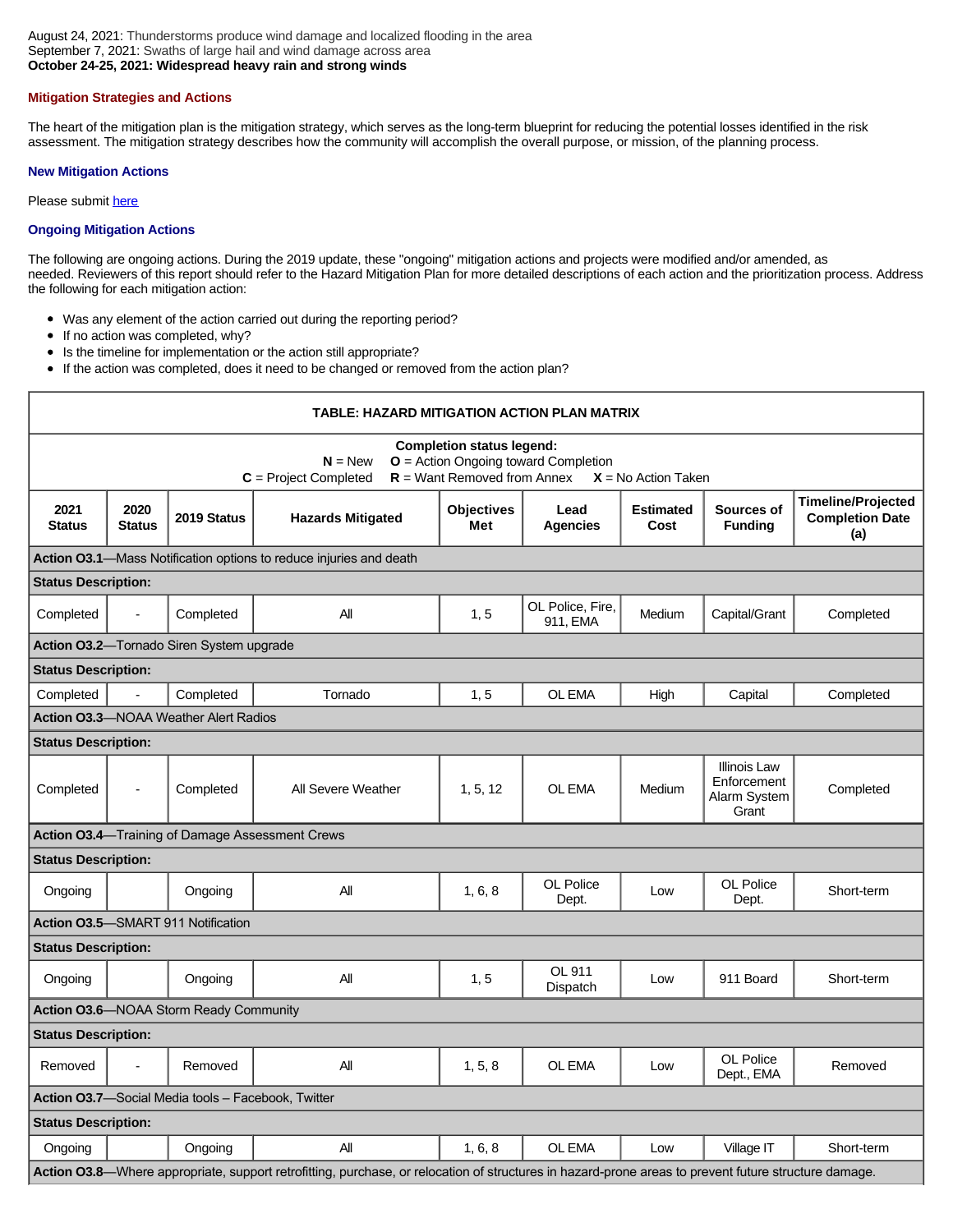August 24, 2021: Thunderstorms produce wind damage and localized flooding in the area
September 7, 2021: Swaths of large hail and wind damage across area
**October 24-25, 2021: Widespread heavy rain and strong winds**

### Mitigation Strategies and Actions

The heart of the mitigation plan is the mitigation strategy, which serves as the long-term blueprint for reducing the potential losses identified in the risk assessment. The mitigation strategy describes how the community will accomplish the overall purpose, or mission, of the planning process.

#### New Mitigation Actions

Please submit [here]

#### Ongoing Mitigation Actions

The following are ongoing actions. During the 2019 update, these "ongoing" mitigation actions and projects were modified and/or amended, as needed. Reviewers of this report should refer to the Hazard Mitigation Plan for more detailed descriptions of each action and the prioritization process. Address the following for each mitigation action:

- Was any element of the action carried out during the reporting period?
- If no action was completed, why?
- Is the timeline for implementation or the action still appropriate?
- If the action was completed, does it need to be changed or removed from the action plan?

**TABLE: HAZARD MITIGATION ACTION PLAN MATRIX**

**Completion status legend:**
**N** = New **O** = Action Ongoing toward Completion
**C** = Project Completed **R** = Want Removed from Annex **X** = No Action Taken

| 2021 Status | 2020 Status | 2019 Status | Hazards Mitigated | Objectives Met | Lead Agencies | Estimated Cost | Sources of Funding | Timeline/Projected Completion Date (a) |
|---|---|---|---|---|---|---|---|---|
| **Action O3.1**—Mass Notification options to reduce injuries and death | | | | | | | | |
| **Status Description:** | | | | | | | | |
| Completed | - | Completed | All | 1, 5 | OL Police, Fire, 911, EMA | Medium | Capital/Grant | Completed |
| **Action O3.2**—Tornado Siren System upgrade | | | | | | | | |
| **Status Description:** | | | | | | | | |
| Completed | - | Completed | Tornado | 1, 5 | OL EMA | High | Capital | Completed |
| **Action O3.3**—NOAA Weather Alert Radios | | | | | | | | |
| **Status Description:** | | | | | | | | |
| Completed | - | Completed | All Severe Weather | 1, 5, 12 | OL EMA | Medium | Illinois Law Enforcement Alarm System Grant | Completed |
| **Action O3.4**—Training of Damage Assessment Crews | | | | | | | | |
| **Status Description:** | | | | | | | | |
| Ongoing | | Ongoing | All | 1, 6, 8 | OL Police Dept. | Low | OL Police Dept. | Short-term |
| **Action O3.5**—SMART 911 Notification | | | | | | | | |
| **Status Description:** | | | | | | | | |
| Ongoing | | Ongoing | All | 1, 5 | OL 911 Dispatch | Low | 911 Board | Short-term |
| **Action O3.6**—NOAA Storm Ready Community | | | | | | | | |
| **Status Description:** | | | | | | | | |
| Removed | - | Removed | All | 1, 5, 8 | OL EMA | Low | OL Police Dept., EMA | Removed |
| **Action O3.7**—Social Media tools – Facebook, Twitter | | | | | | | | |
| **Status Description:** | | | | | | | | |
| Ongoing | | Ongoing | All | 1, 6, 8 | OL EMA | Low | Village IT | Short-term |
| **Action O3.8**—Where appropriate, support retrofitting, purchase, or relocation of structures in hazard-prone areas to prevent future structure damage. | | | | | | | | |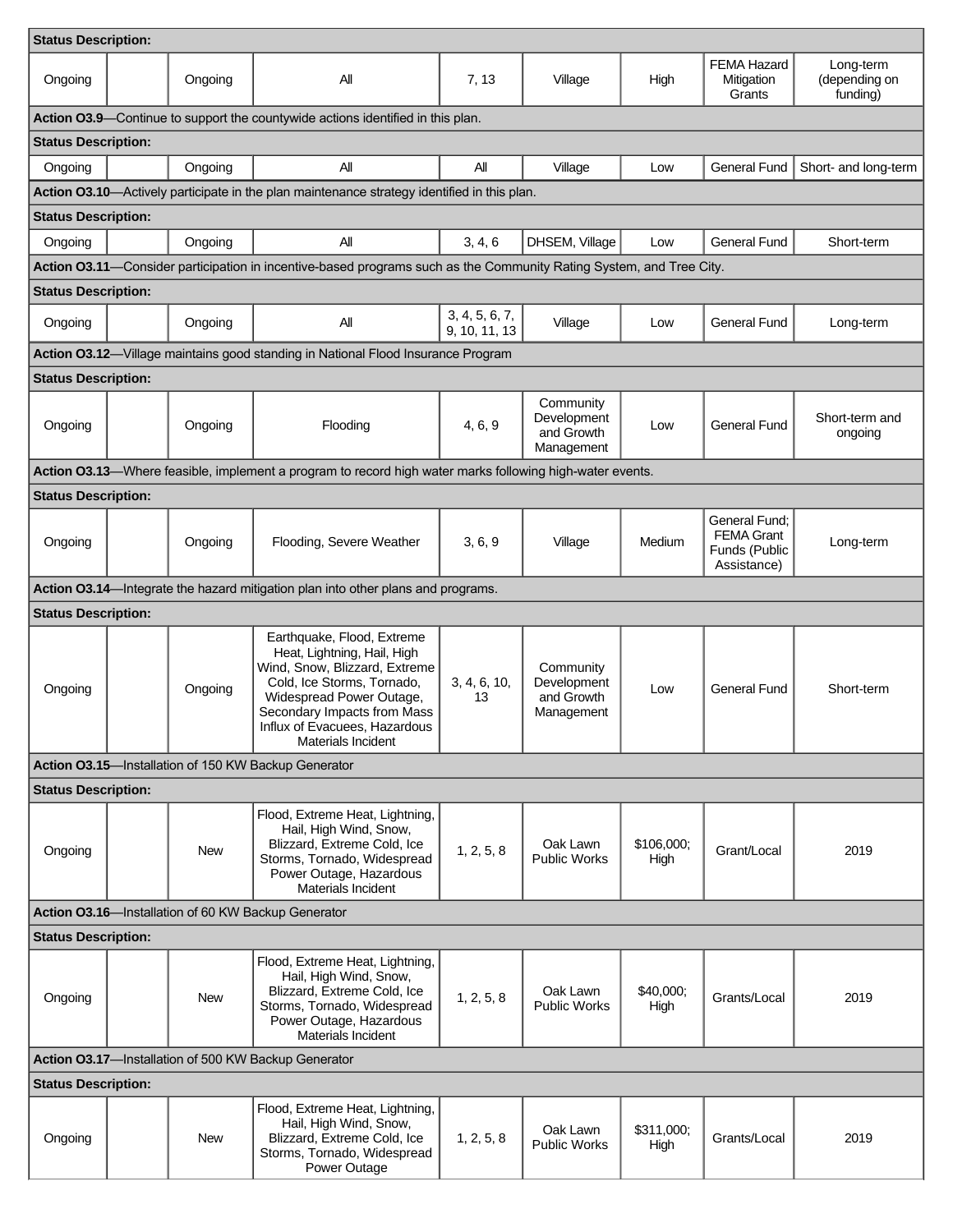| Status Description: | | | | | | | | |
|---|---|---|---|---|---|---|---|---|
| Ongoing | | Ongoing | All | 7, 13 | Village | High | FEMA Hazard Mitigation Grants | Long-term (depending on funding) |
| **Action O3.9**—Continue to support the countywide actions identified in this plan. | | | | | | | | |
| **Status Description:** | | | | | | | | |
| Ongoing | | Ongoing | All | All | Village | Low | General Fund | Short- and long-term |
| **Action O3.10**—Actively participate in the plan maintenance strategy identified in this plan. | | | | | | | | |
| **Status Description:** | | | | | | | | |
| Ongoing | | Ongoing | All | 3, 4, 6 | DHSEM, Village | Low | General Fund | Short-term |
| **Action O3.11**—Consider participation in incentive-based programs such as the Community Rating System, and Tree City. | | | | | | | | |
| **Status Description:** | | | | | | | | |
| Ongoing | | Ongoing | All | 3, 4, 5, 6, 7, 9, 10, 11, 13 | Village | Low | General Fund | Long-term |
| **Action O3.12**—Village maintains good standing in National Flood Insurance Program | | | | | | | | |
| **Status Description:** | | | | | | | | |
| Ongoing | | Ongoing | Flooding | 4, 6, 9 | Community Development and Growth Management | Low | General Fund | Short-term and ongoing |
| **Action O3.13**—Where feasible, implement a program to record high water marks following high-water events. | | | | | | | | |
| **Status Description:** | | | | | | | | |
| Ongoing | | Ongoing | Flooding, Severe Weather | 3, 6, 9 | Village | Medium | General Fund; FEMA Grant Funds (Public Assistance) | Long-term |
| **Action O3.14**—Integrate the hazard mitigation plan into other plans and programs. | | | | | | | | |
| **Status Description:** | | | | | | | | |
| Ongoing | | Ongoing | Earthquake, Flood, Extreme Heat, Lightning, Hail, High Wind, Snow, Blizzard, Extreme Cold, Ice Storms, Tornado, Widespread Power Outage, Secondary Impacts from Mass Influx of Evacuees, Hazardous Materials Incident | 3, 4, 6, 10, 13 | Community Development and Growth Management | Low | General Fund | Short-term |
| **Action O3.15**—Installation of 150 KW Backup Generator | | | | | | | | |
| **Status Description:** | | | | | | | | |
| Ongoing | | New | Flood, Extreme Heat, Lightning, Hail, High Wind, Snow, Blizzard, Extreme Cold, Ice Storms, Tornado, Widespread Power Outage, Hazardous Materials Incident | 1, 2, 5, 8 | Oak Lawn Public Works | $106,000; High | Grant/Local | 2019 |
| **Action O3.16**—Installation of 60 KW Backup Generator | | | | | | | | |
| **Status Description:** | | | | | | | | |
| Ongoing | | New | Flood, Extreme Heat, Lightning, Hail, High Wind, Snow, Blizzard, Extreme Cold, Ice Storms, Tornado, Widespread Power Outage, Hazardous Materials Incident | 1, 2, 5, 8 | Oak Lawn Public Works | $40,000; High | Grants/Local | 2019 |
| **Action O3.17**—Installation of 500 KW Backup Generator | | | | | | | | |
| **Status Description:** | | | | | | | | |
| Ongoing | | New | Flood, Extreme Heat, Lightning, Hail, High Wind, Snow, Blizzard, Extreme Cold, Ice Storms, Tornado, Widespread Power Outage | 1, 2, 5, 8 | Oak Lawn Public Works | $311,000; High | Grants/Local | 2019 |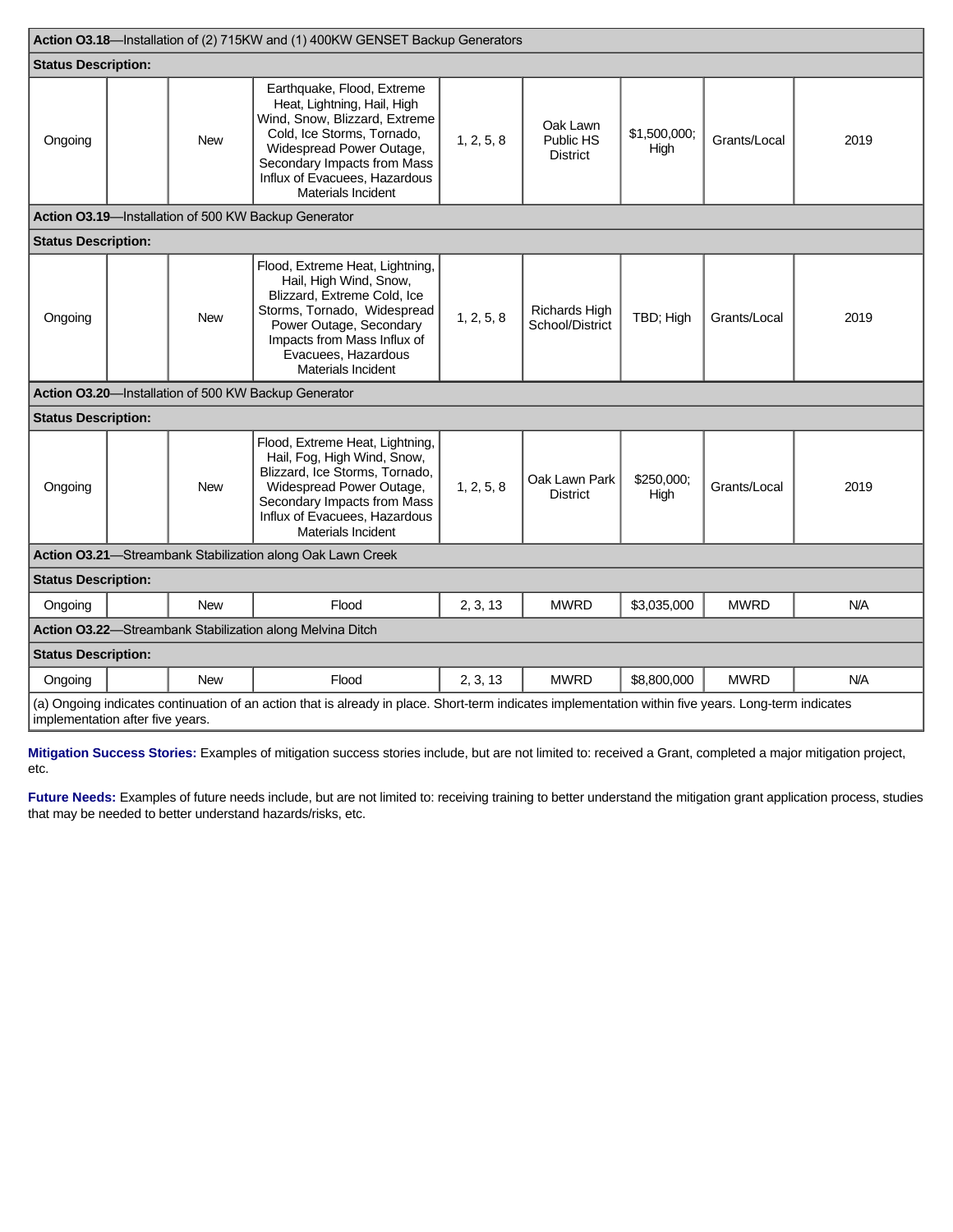| | | | | | | | | |
|---|---|---|---|---|---|---|---|---|
| **Action O3.18**—Installation of (2) 715KW and (1) 400KW GENSET Backup Generators | | | | | | | | |
| **Status Description:** | | | | | | | | |
| Ongoing | | New | Earthquake, Flood, Extreme Heat, Lightning, Hail, High Wind, Snow, Blizzard, Extreme Cold, Ice Storms, Tornado, Widespread Power Outage, Secondary Impacts from Mass Influx of Evacuees, Hazardous Materials Incident | 1, 2, 5, 8 | Oak Lawn Public HS District | $1,500,000; High | Grants/Local | 2019 |
| **Action O3.19**—Installation of 500 KW Backup Generator | | | | | | | | |
| **Status Description:** | | | | | | | | |
| Ongoing | | New | Flood, Extreme Heat, Lightning, Hail, High Wind, Snow, Blizzard, Extreme Cold, Ice Storms, Tornado, Widespread Power Outage, Secondary Impacts from Mass Influx of Evacuees, Hazardous Materials Incident | 1, 2, 5, 8 | Richards High School/District | TBD; High | Grants/Local | 2019 |
| **Action O3.20**—Installation of 500 KW Backup Generator | | | | | | | | |
| **Status Description:** | | | | | | | | |
| Ongoing | | New | Flood, Extreme Heat, Lightning, Hail, Fog, High Wind, Snow, Blizzard, Ice Storms, Tornado, Widespread Power Outage, Secondary Impacts from Mass Influx of Evacuees, Hazardous Materials Incident | 1, 2, 5, 8 | Oak Lawn Park District | $250,000; High | Grants/Local | 2019 |
| **Action O3.21**—Streambank Stabilization along Oak Lawn Creek | | | | | | | | |
| **Status Description:** | | | | | | | | |
| Ongoing | | New | Flood | 2, 3, 13 | MWRD | $3,035,000 | MWRD | N/A |
| **Action O3.22**—Streambank Stabilization along Melvina Ditch | | | | | | | | |
| **Status Description:** | | | | | | | | |
| Ongoing | | New | Flood | 2, 3, 13 | MWRD | $8,800,000 | MWRD | N/A |
| (a) Ongoing indicates continuation of an action that is already in place. Short-term indicates implementation within five years. Long-term indicates implementation after five years. | | | | | | | | |

**Mitigation Success Stories:** Examples of mitigation success stories include, but are not limited to: received a Grant, completed a major mitigation project, etc.

**Future Needs:** Examples of future needs include, but are not limited to: receiving training to better understand the mitigation grant application process, studies that may be needed to better understand hazards/risks, etc.